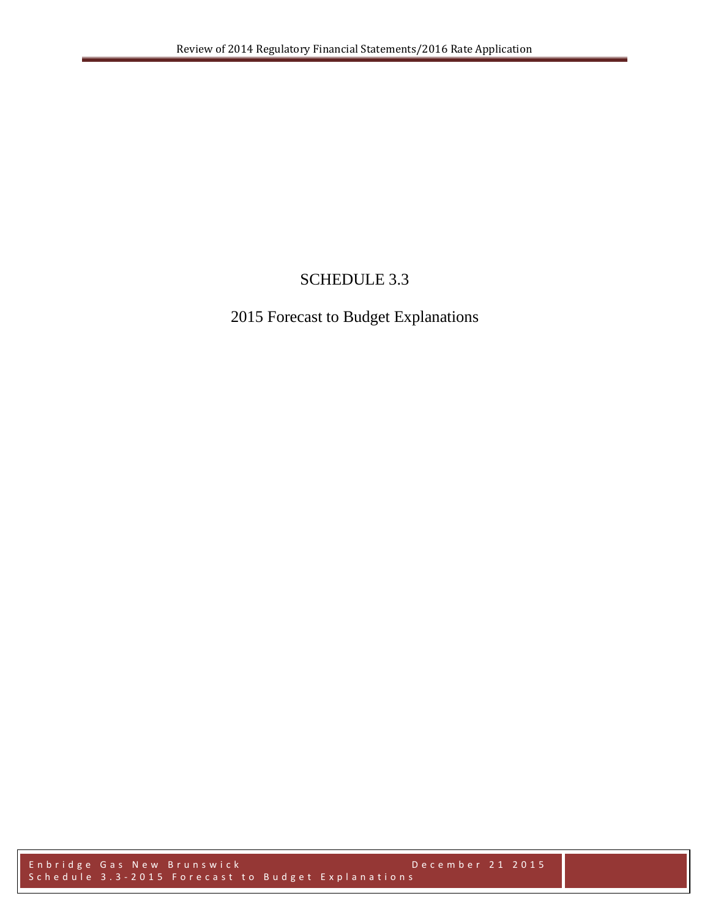# SCHEDULE 3.3

## 2015 Forecast to Budget Explanations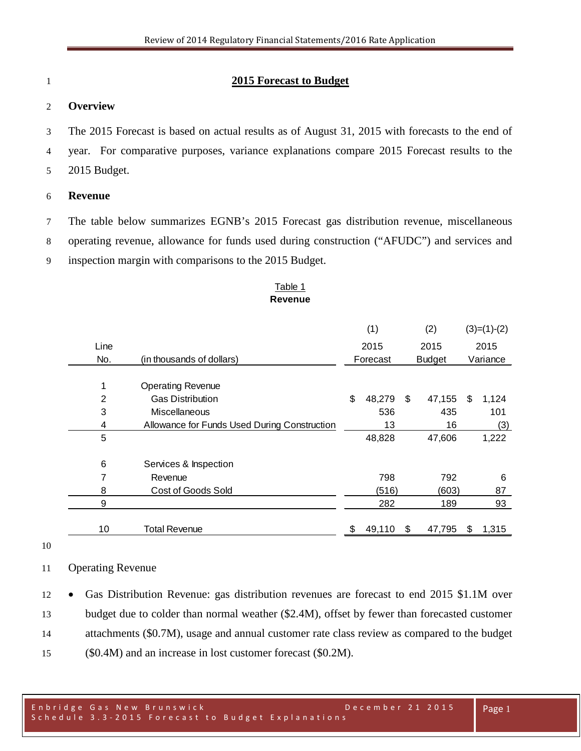## 2015 Forecast to Budget

### Overview

The 2015 Forecast is based on actual results as of August 31, 2015 with forecasts to the end of year. For comparative purposes, variance explanations compare 2015 Forecast results to the 2015 Budget.

### Revenue

The table below summarizes EGNB's 2015 Forecast gas distribution revenue, miscellaneous operating revenue, allowance for funds used during construction ("AFUDC") and services and inspection margin with comparisons to the 2015 Budget.

Table 1
**Revenue**

| Line No. | (in thousands of dollars) | (1) 2015 Forecast | (2) 2015 Budget | (3)=(1)-(2) 2015 Variance |
|---|---|---|---|---|
| 1 | Operating Revenue | | | |
| 2 | Gas Distribution | $ 48,279 | $ 47,155 | $ 1,124 |
| 3 | Miscellaneous | 536 | 435 | 101 |
| 4 | Allowance for Funds Used During Construction | 13 | 16 | (3) |
| 5 | | 48,828 | 47,606 | 1,222 |
| 6 | Services & Inspection | | | |
| 7 | Revenue | 798 | 792 | 6 |
| 8 | Cost of Goods Sold | (516) | (603) | 87 |
| 9 | | 282 | 189 | 93 |
| 10 | Total Revenue | $ 49,110 | $ 47,795 | $ 1,315 |

Operating Revenue

- Gas Distribution Revenue: gas distribution revenues are forecast to end 2015 $1.1M over budget due to colder than normal weather ($2.4M), offset by fewer than forecasted customer attachments ($0.7M), usage and annual customer rate class review as compared to the budget ($0.4M) and an increase in lost customer forecast ($0.2M).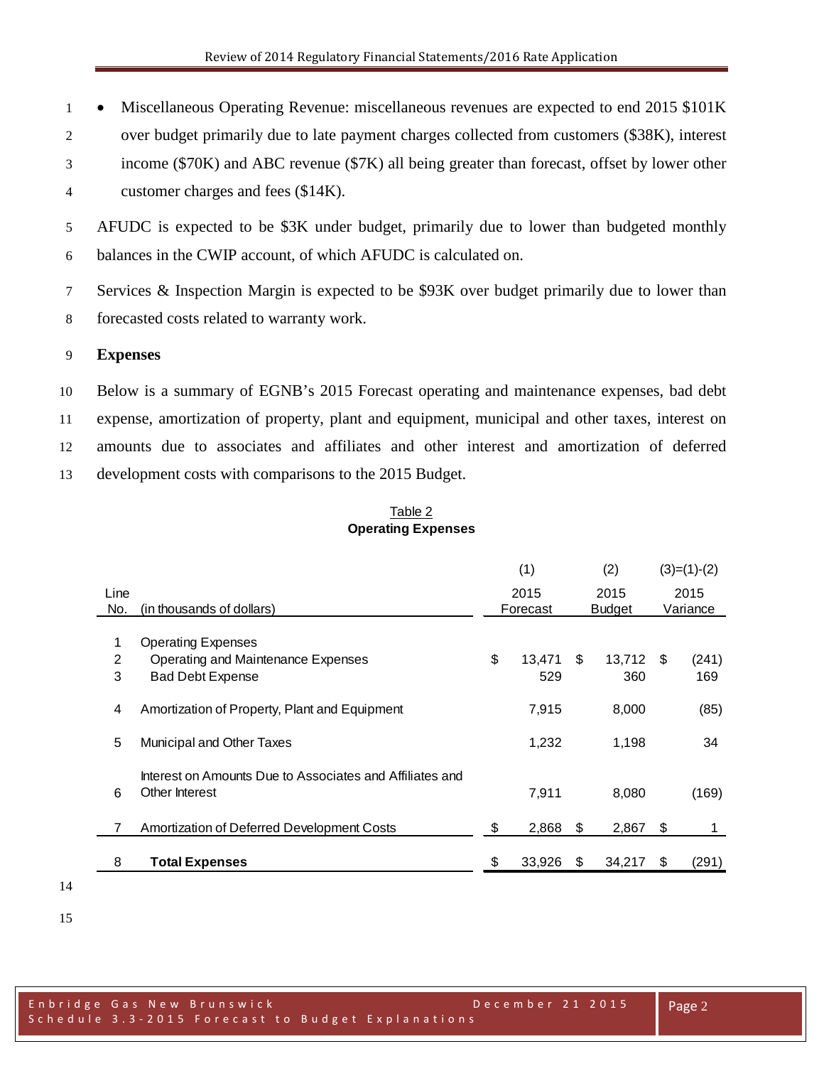- Miscellaneous Operating Revenue: miscellaneous revenues are expected to end 2015 $101K over budget primarily due to late payment charges collected from customers ($38K), interest income ($70K) and ABC revenue ($7K) all being greater than forecast, offset by lower other customer charges and fees ($14K).

AFUDC is expected to be $3K under budget, primarily due to lower than budgeted monthly balances in the CWIP account, of which AFUDC is calculated on.

Services & Inspection Margin is expected to be $93K over budget primarily due to lower than forecasted costs related to warranty work.

**Expenses**

Below is a summary of EGNB's 2015 Forecast operating and maintenance expenses, bad debt expense, amortization of property, plant and equipment, municipal and other taxes, interest on amounts due to associates and affiliates and other interest and amortization of deferred development costs with comparisons to the 2015 Budget.

Table 2
**Operating Expenses**

| Line No. | (in thousands of dollars) | (1) 2015 Forecast | (2) 2015 Budget | (3)=(1)-(2) 2015 Variance |
|---|---|---|---|---|
| 1 | Operating Expenses | | | |
| 2 | Operating and Maintenance Expenses | $ 13,471 | $ 13,712 | $ (241) |
| 3 | Bad Debt Expense | 529 | 360 | 169 |
| 4 | Amortization of Property, Plant and Equipment | 7,915 | 8,000 | (85) |
| 5 | Municipal and Other Taxes | 1,232 | 1,198 | 34 |
| 6 | Interest on Amounts Due to Associates and Affiliates and Other Interest | 7,911 | 8,080 | (169) |
| 7 | Amortization of Deferred Development Costs | $ 2,868 | $ 2,867 | $ 1 |
| 8 | **Total Expenses** | $ 33,926 | $ 34,217 | $ (291) |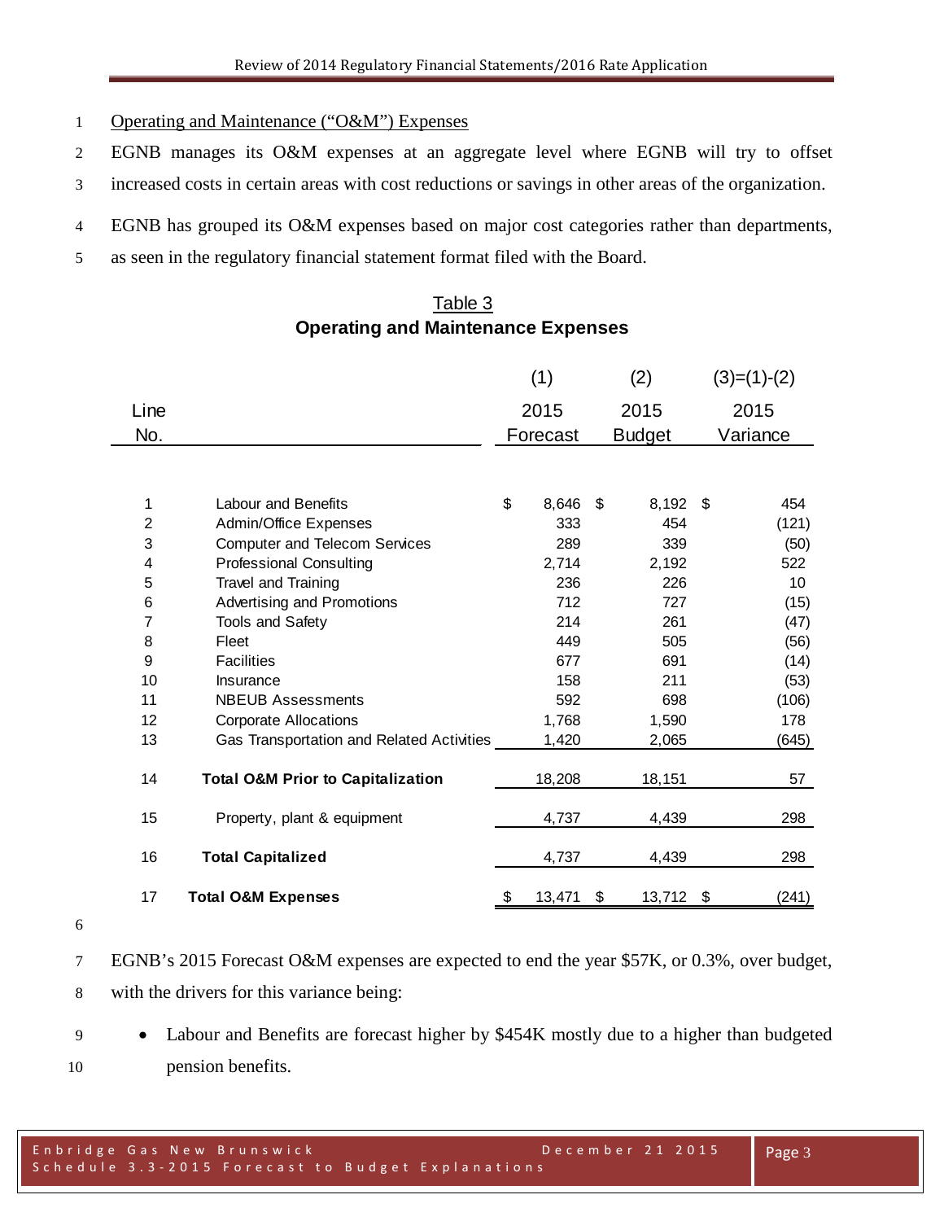Operating and Maintenance ("O&M") Expenses

EGNB manages its O&M expenses at an aggregate level where EGNB will try to offset increased costs in certain areas with cost reductions or savings in other areas of the organization.

EGNB has grouped its O&M expenses based on major cost categories rather than departments, as seen in the regulatory financial statement format filed with the Board.

**Table 3**
**Operating and Maintenance Expenses**

| Line No. | | (1) 2015 Forecast | (2) 2015 Budget | (3)=(1)-(2) 2015 Variance |
|---|---|---|---|---|
| 1 | Labour and Benefits | $ 8,646 | $ 8,192 | $ 454 |
| 2 | Admin/Office Expenses | 333 | 454 | (121) |
| 3 | Computer and Telecom Services | 289 | 339 | (50) |
| 4 | Professional Consulting | 2,714 | 2,192 | 522 |
| 5 | Travel and Training | 236 | 226 | 10 |
| 6 | Advertising and Promotions | 712 | 727 | (15) |
| 7 | Tools and Safety | 214 | 261 | (47) |
| 8 | Fleet | 449 | 505 | (56) |
| 9 | Facilities | 677 | 691 | (14) |
| 10 | Insurance | 158 | 211 | (53) |
| 11 | NBEUB Assessments | 592 | 698 | (106) |
| 12 | Corporate Allocations | 1,768 | 1,590 | 178 |
| 13 | Gas Transportation and Related Activities | 1,420 | 2,065 | (645) |
| 14 | **Total O&M Prior to Capitalization** | 18,208 | 18,151 | 57 |
| 15 | Property, plant & equipment | 4,737 | 4,439 | 298 |
| 16 | **Total Capitalized** | 4,737 | 4,439 | 298 |
| 17 | **Total O&M Expenses** | $ 13,471 | $ 13,712 | $ (241) |

EGNB's 2015 Forecast O&M expenses are expected to end the year $57K, or 0.3%, over budget, with the drivers for this variance being:

- Labour and Benefits are forecast higher by $454K mostly due to a higher than budgeted pension benefits.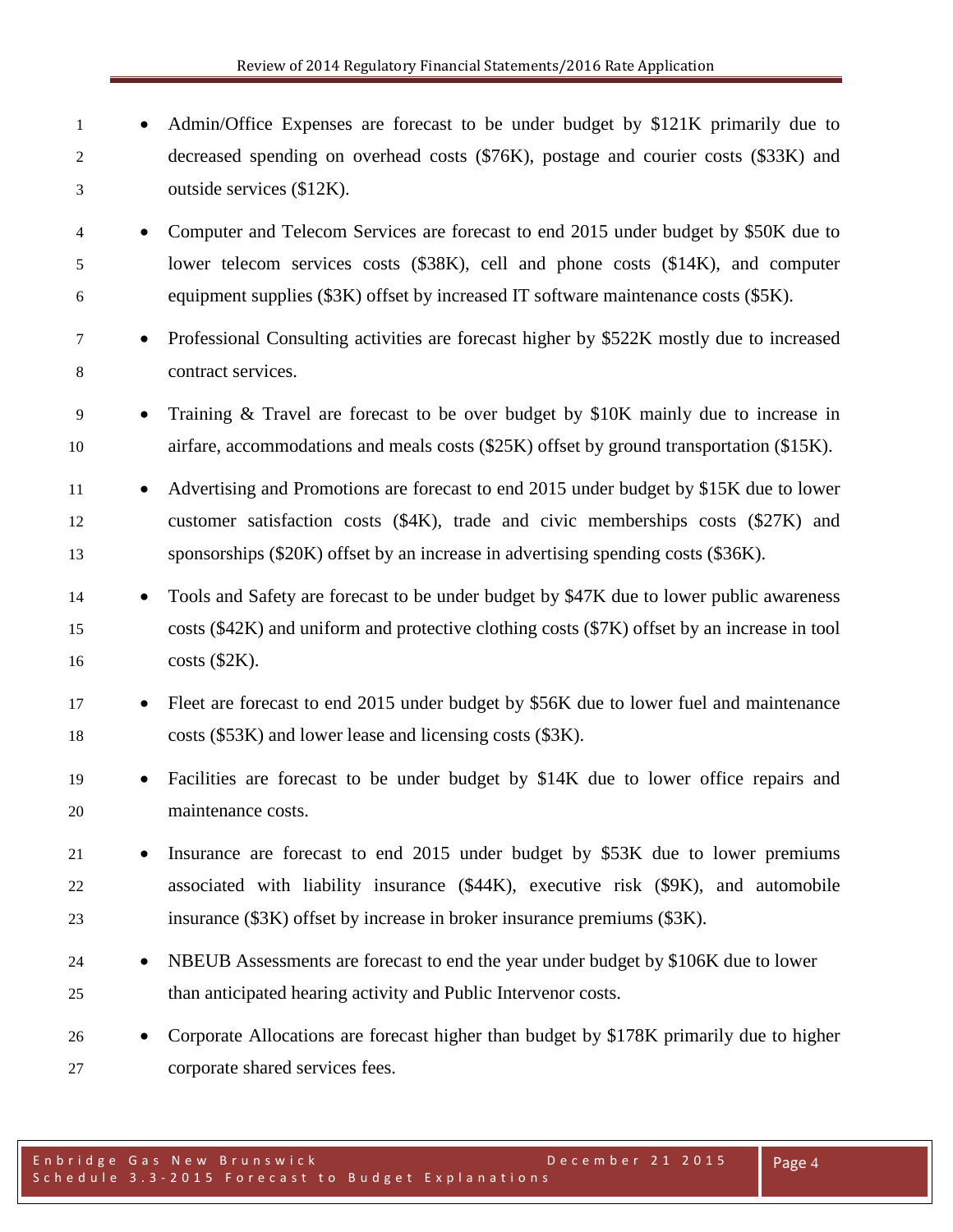- Admin/Office Expenses are forecast to be under budget by $121K primarily due to decreased spending on overhead costs ($76K), postage and courier costs ($33K) and outside services ($12K).
- Computer and Telecom Services are forecast to end 2015 under budget by $50K due to lower telecom services costs ($38K), cell and phone costs ($14K), and computer equipment supplies ($3K) offset by increased IT software maintenance costs ($5K).
- Professional Consulting activities are forecast higher by $522K mostly due to increased contract services.
- Training & Travel are forecast to be over budget by $10K mainly due to increase in airfare, accommodations and meals costs ($25K) offset by ground transportation ($15K).
- Advertising and Promotions are forecast to end 2015 under budget by $15K due to lower customer satisfaction costs ($4K), trade and civic memberships costs ($27K) and sponsorships ($20K) offset by an increase in advertising spending costs ($36K).
- Tools and Safety are forecast to be under budget by $47K due to lower public awareness costs ($42K) and uniform and protective clothing costs ($7K) offset by an increase in tool costs ($2K).
- Fleet are forecast to end 2015 under budget by $56K due to lower fuel and maintenance costs ($53K) and lower lease and licensing costs ($3K).
- Facilities are forecast to be under budget by $14K due to lower office repairs and maintenance costs.
- Insurance are forecast to end 2015 under budget by $53K due to lower premiums associated with liability insurance ($44K), executive risk ($9K), and automobile insurance ($3K) offset by increase in broker insurance premiums ($3K).
- NBEUB Assessments are forecast to end the year under budget by $106K due to lower than anticipated hearing activity and Public Intervenor costs.
- Corporate Allocations are forecast higher than budget by $178K primarily due to higher corporate shared services fees.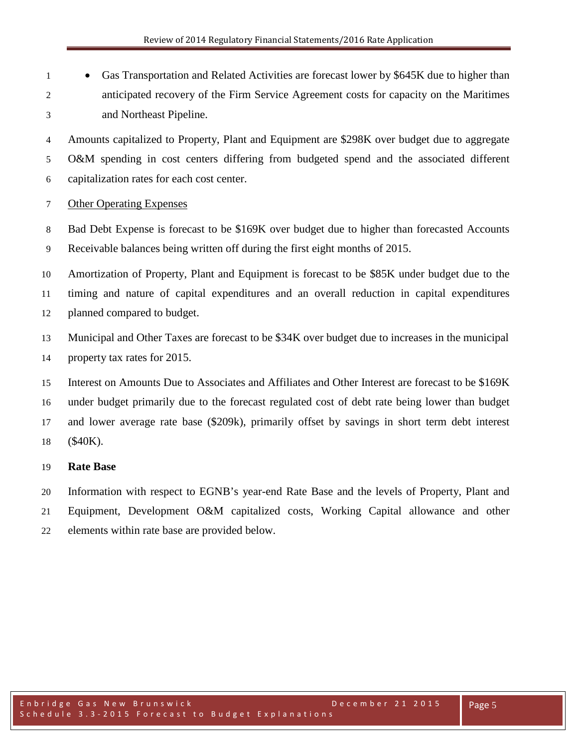- Gas Transportation and Related Activities are forecast lower by $645K due to higher than anticipated recovery of the Firm Service Agreement costs for capacity on the Maritimes and Northeast Pipeline.

Amounts capitalized to Property, Plant and Equipment are $298K over budget due to aggregate O&M spending in cost centers differing from budgeted spend and the associated different capitalization rates for each cost center.

Other Operating Expenses

Bad Debt Expense is forecast to be $169K over budget due to higher than forecasted Accounts Receivable balances being written off during the first eight months of 2015.

Amortization of Property, Plant and Equipment is forecast to be $85K under budget due to the timing and nature of capital expenditures and an overall reduction in capital expenditures planned compared to budget.

Municipal and Other Taxes are forecast to be $34K over budget due to increases in the municipal property tax rates for 2015.

Interest on Amounts Due to Associates and Affiliates and Other Interest are forecast to be $169K under budget primarily due to the forecast regulated cost of debt rate being lower than budget and lower average rate base ($209k), primarily offset by savings in short term debt interest ($40K).

**Rate Base**

Information with respect to EGNB's year-end Rate Base and the levels of Property, Plant and Equipment, Development O&M capitalized costs, Working Capital allowance and other elements within rate base are provided below.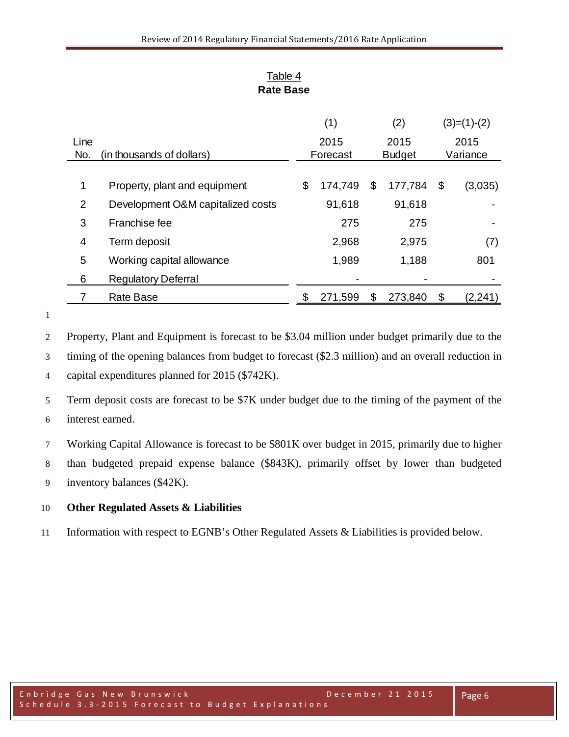Table 4
**Rate Base**

| Line No. | (in thousands of dollars) | (1) 2015 Forecast | (2) 2015 Budget | (3)=(1)-(2) 2015 Variance |
|---|---|---|---|---|
| 1 | Property, plant and equipment | $ 174,749 | $ 177,784 | $ (3,035) |
| 2 | Development O&M capitalized costs | 91,618 | 91,618 | - |
| 3 | Franchise fee | 275 | 275 | - |
| 4 | Term deposit | 2,968 | 2,975 | (7) |
| 5 | Working capital allowance | 1,989 | 1,188 | 801 |
| 6 | Regulatory Deferral | - | - | - |
| 7 | Rate Base | $ 271,599 | $ 273,840 | $ (2,241) |

Property, Plant and Equipment is forecast to be $3.04 million under budget primarily due to the timing of the opening balances from budget to forecast ($2.3 million) and an overall reduction in capital expenditures planned for 2015 ($742K).

Term deposit costs are forecast to be $7K under budget due to the timing of the payment of the interest earned.

Working Capital Allowance is forecast to be $801K over budget in 2015, primarily due to higher than budgeted prepaid expense balance ($843K), primarily offset by lower than budgeted inventory balances ($42K).

**Other Regulated Assets & Liabilities**

Information with respect to EGNB's Other Regulated Assets & Liabilities is provided below.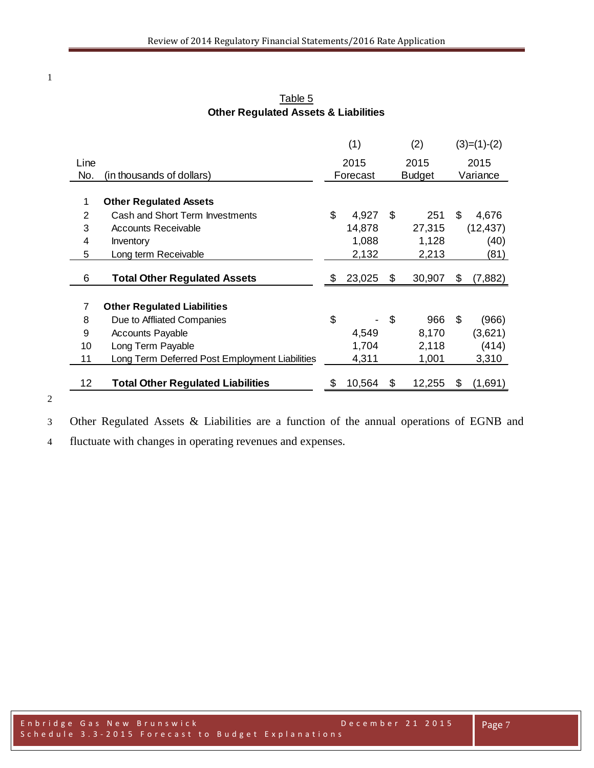Table 5

**Other Regulated Assets & Liabilities**

| Line No. | (in thousands of dollars) | (1) 2015 Forecast | (2) 2015 Budget | (3)=(1)-(2) 2015 Variance |
|---|---|---|---|---|
| 1 | **Other Regulated Assets** | | | |
| 2 | Cash and Short Term Investments | $ 4,927 | $ 251 | $ 4,676 |
| 3 | Accounts Receivable | 14,878 | 27,315 | (12,437) |
| 4 | Inventory | 1,088 | 1,128 | (40) |
| 5 | Long term Receivable | 2,132 | 2,213 | (81) |
| 6 | **Total Other Regulated Assets** | $ 23,025 | $ 30,907 | $ (7,882) |
| 7 | **Other Regulated Liabilities** | | | |
| 8 | Due to Affliated Companies | $ - | $ 966 | $ (966) |
| 9 | Accounts Payable | 4,549 | 8,170 | (3,621) |
| 10 | Long Term Payable | 1,704 | 2,118 | (414) |
| 11 | Long Term Deferred Post Employment Liabilities | 4,311 | 1,001 | 3,310 |
| 12 | **Total Other Regulated Liabilities** | $ 10,564 | $ 12,255 | $ (1,691) |

Other Regulated Assets & Liabilities are a function of the annual operations of EGNB and fluctuate with changes in operating revenues and expenses.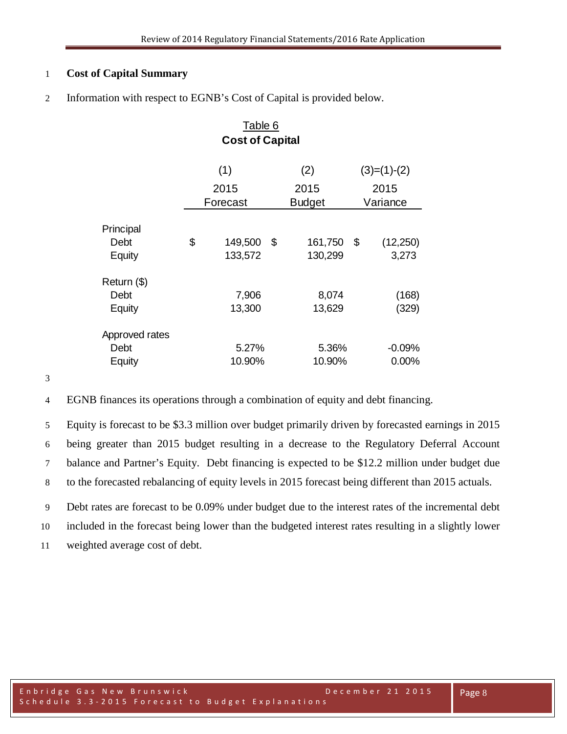**Cost of Capital Summary**

Information with respect to EGNB's Cost of Capital is provided below.

Table 6
**Cost of Capital**

| | (1) 2015 Forecast | (2) 2015 Budget | (3)=(1)-(2) 2015 Variance |
|---|---|---|---|
| Principal | | | |
| Debt | $ 149,500 | $ 161,750 | $ (12,250) |
| Equity | 133,572 | 130,299 | 3,273 |
| Return ($) | | | |
| Debt | 7,906 | 8,074 | (168) |
| Equity | 13,300 | 13,629 | (329) |
| Approved rates | | | |
| Debt | 5.27% | 5.36% | -0.09% |
| Equity | 10.90% | 10.90% | 0.00% |

EGNB finances its operations through a combination of equity and debt financing.

Equity is forecast to be $3.3 million over budget primarily driven by forecasted earnings in 2015 being greater than 2015 budget resulting in a decrease to the Regulatory Deferral Account balance and Partner's Equity. Debt financing is expected to be $12.2 million under budget due to the forecasted rebalancing of equity levels in 2015 forecast being different than 2015 actuals.

Debt rates are forecast to be 0.09% under budget due to the interest rates of the incremental debt included in the forecast being lower than the budgeted interest rates resulting in a slightly lower weighted average cost of debt.